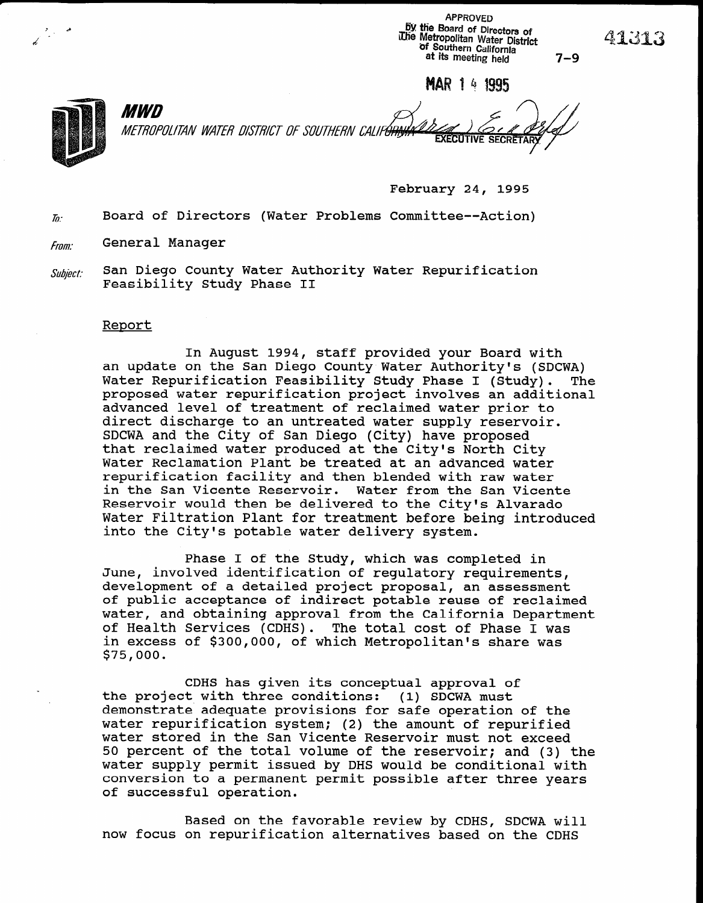APPROVED
by the Board of Directors of
The Metropolitan Water District
of Southern California
at its meeting held

MAR 14 1995

EXECUTIVE SECRETARY

7-9

41313

**MWD**

*METROPOLITAN WATER DISTRICT OF SOUTHERN CALIFORNIA*

February 24, 1995

*To:* Board of Directors (Water Problems Committee--Action)

*From:* General Manager

*Subject:* San Diego County Water Authority Water Repurification Feasibility Study Phase II

## Report

In August 1994, staff provided your Board with an update on the San Diego County Water Authority's (SDCWA) Water Repurification Feasibility Study Phase I (Study). The proposed water repurification project involves an additional advanced level of treatment of reclaimed water prior to direct discharge to an untreated water supply reservoir. SDCWA and the City of San Diego (City) have proposed that reclaimed water produced at the City's North City Water Reclamation Plant be treated at an advanced water repurification facility and then blended with raw water in the San Vicente Reservoir. Water from the San Vicente Reservoir would then be delivered to the City's Alvarado Water Filtration Plant for treatment before being introduced into the City's potable water delivery system.

Phase I of the Study, which was completed in June, involved identification of regulatory requirements, development of a detailed project proposal, an assessment of public acceptance of indirect potable reuse of reclaimed water, and obtaining approval from the California Department of Health Services (CDHS). The total cost of Phase I was in excess of $300,000, of which Metropolitan's share was $75,000.

CDHS has given its conceptual approval of the project with three conditions: (1) SDCWA must demonstrate adequate provisions for safe operation of the water repurification system; (2) the amount of repurified water stored in the San Vicente Reservoir must not exceed 50 percent of the total volume of the reservoir; and (3) the water supply permit issued by DHS would be conditional with conversion to a permanent permit possible after three years of successful operation.

Based on the favorable review by CDHS, SDCWA will now focus on repurification alternatives based on the CDHS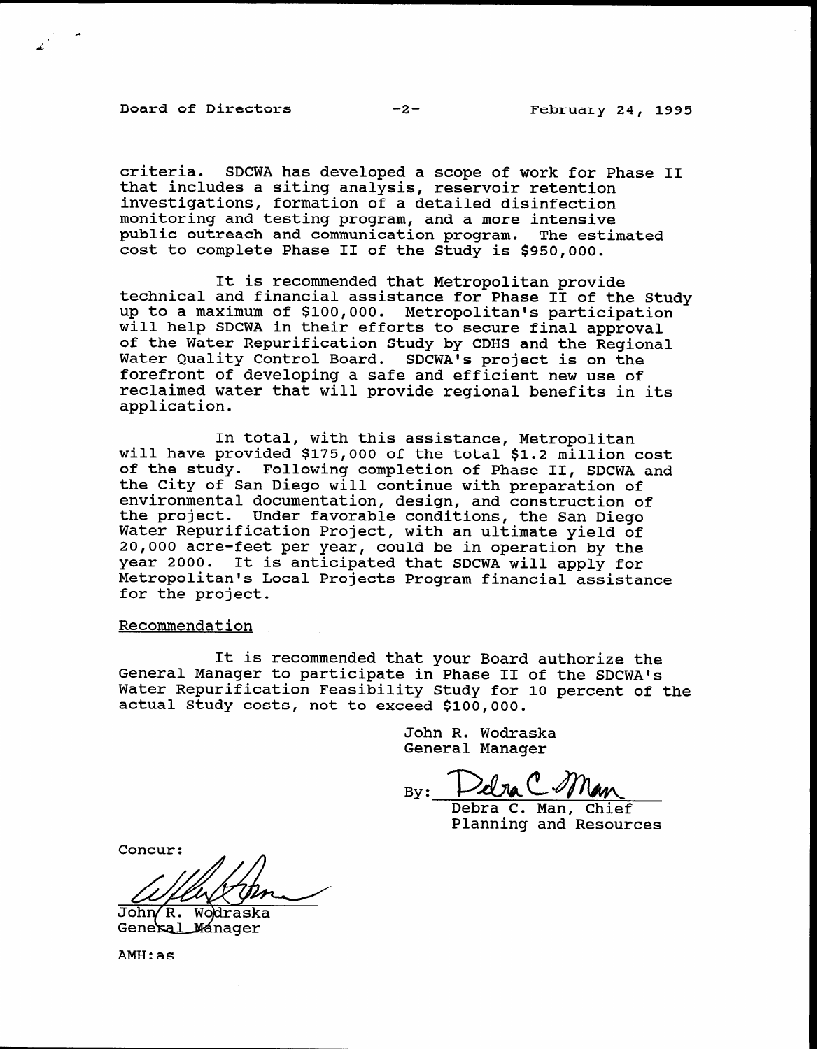criteria. SDCWA has developed a scope of work for Phase II that includes a siting analysis, reservoir retention investigations, formation of a detailed disinfection monitoring and testing program, and a more intensive public outreach and communication program. The estimated cost to complete Phase II of the Study is $950,000.

It is recommended that Metropolitan provide technical and financial assistance for Phase II of the Study up to a maximum of $100,000. Metropolitan's participation will help SDCWA in their efforts to secure final approval of the Water Repurification Study by CDHS and the Regional Water Quality Control Board. SDCWA's project is on the forefront of developing a safe and efficient new use of reclaimed water that will provide regional benefits in its application.

In total, with this assistance, Metropolitan will have provided $175,000 of the total $1.2 million cost of the study. Following completion of Phase II, SDCWA and the City of San Diego will continue with preparation of environmental documentation, design, and construction of the project. Under favorable conditions, the San Diego Water Repurification Project, with an ultimate yield of 20,000 acre-feet per year, could be in operation by the year 2000. It is anticipated that SDCWA will apply for Metropolitan's Local Projects Program financial assistance for the project.

## Recommendation

It is recommended that your Board authorize the General Manager to participate in Phase II of the SDCWA's Water Repurification Feasibility Study for 10 percent of the actual Study costs, not to exceed $100,000.

John R. Wodraska
General Manager

By: Debra C. Man
Debra C. Man, Chief
Planning and Resources

Concur:

John R. Wodraska
General Manager

AMH:as